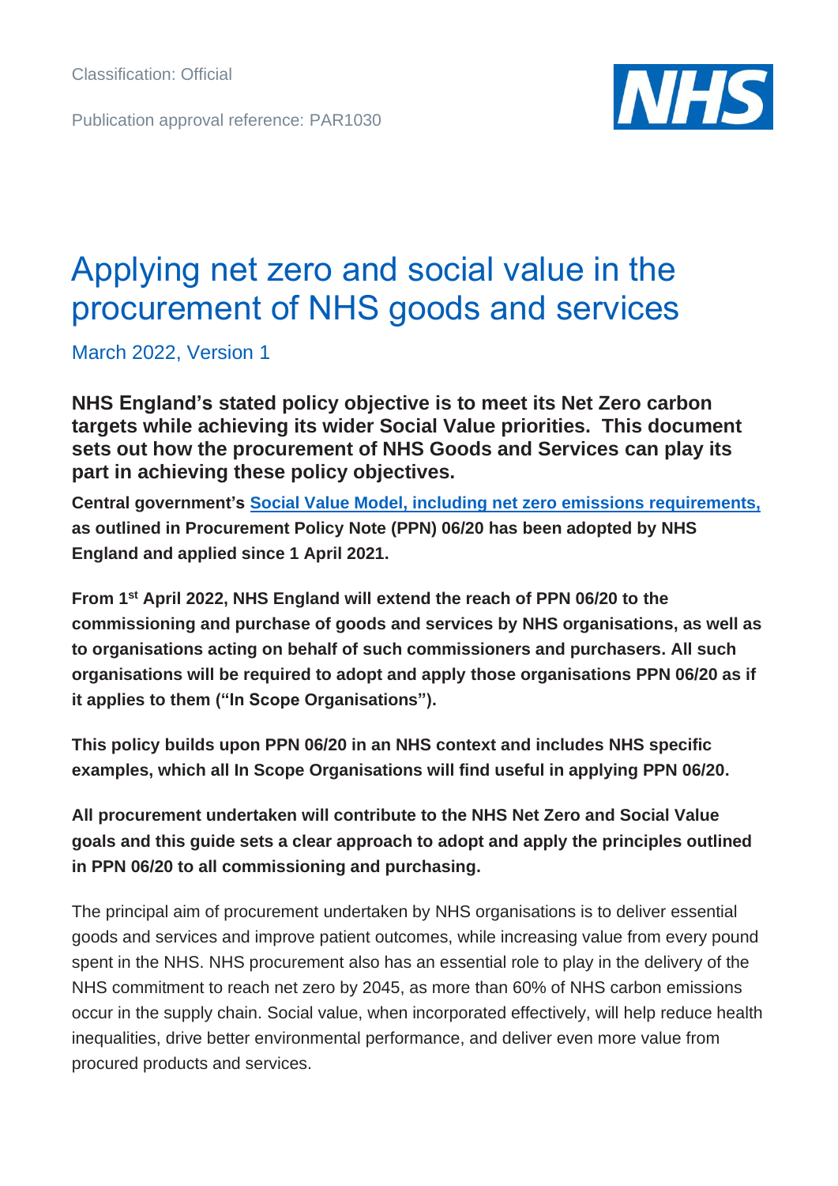Classification: Official

Publication approval reference: PAR1030

# Applying net zero and social value in the procurement of NHS goods and services

March 2022, Version 1

**NHS England's stated policy objective is to meet its Net Zero carbon targets while achieving its wider Social Value priorities. This document sets out how the procurement of NHS Goods and Services can play its part in achieving these policy objectives.**

**Central government's Social Value Model, including net zero emissions requirements, as outlined in Procurement Policy Note (PPN) 06/20 has been adopted by NHS England and applied since 1 April 2021.**

**From 1st April 2022, NHS England will extend the reach of PPN 06/20 to the commissioning and purchase of goods and services by NHS organisations, as well as to organisations acting on behalf of such commissioners and purchasers. All such organisations will be required to adopt and apply those organisations PPN 06/20 as if it applies to them ("In Scope Organisations").**

**This policy builds upon PPN 06/20 in an NHS context and includes NHS specific examples, which all In Scope Organisations will find useful in applying PPN 06/20.**

**All procurement undertaken will contribute to the NHS Net Zero and Social Value goals and this guide sets a clear approach to adopt and apply the principles outlined in PPN 06/20 to all commissioning and purchasing.**

The principal aim of procurement undertaken by NHS organisations is to deliver essential goods and services and improve patient outcomes, while increasing value from every pound spent in the NHS. NHS procurement also has an essential role to play in the delivery of the NHS commitment to reach net zero by 2045, as more than 60% of NHS carbon emissions occur in the supply chain. Social value, when incorporated effectively, will help reduce health inequalities, drive better environmental performance, and deliver even more value from procured products and services.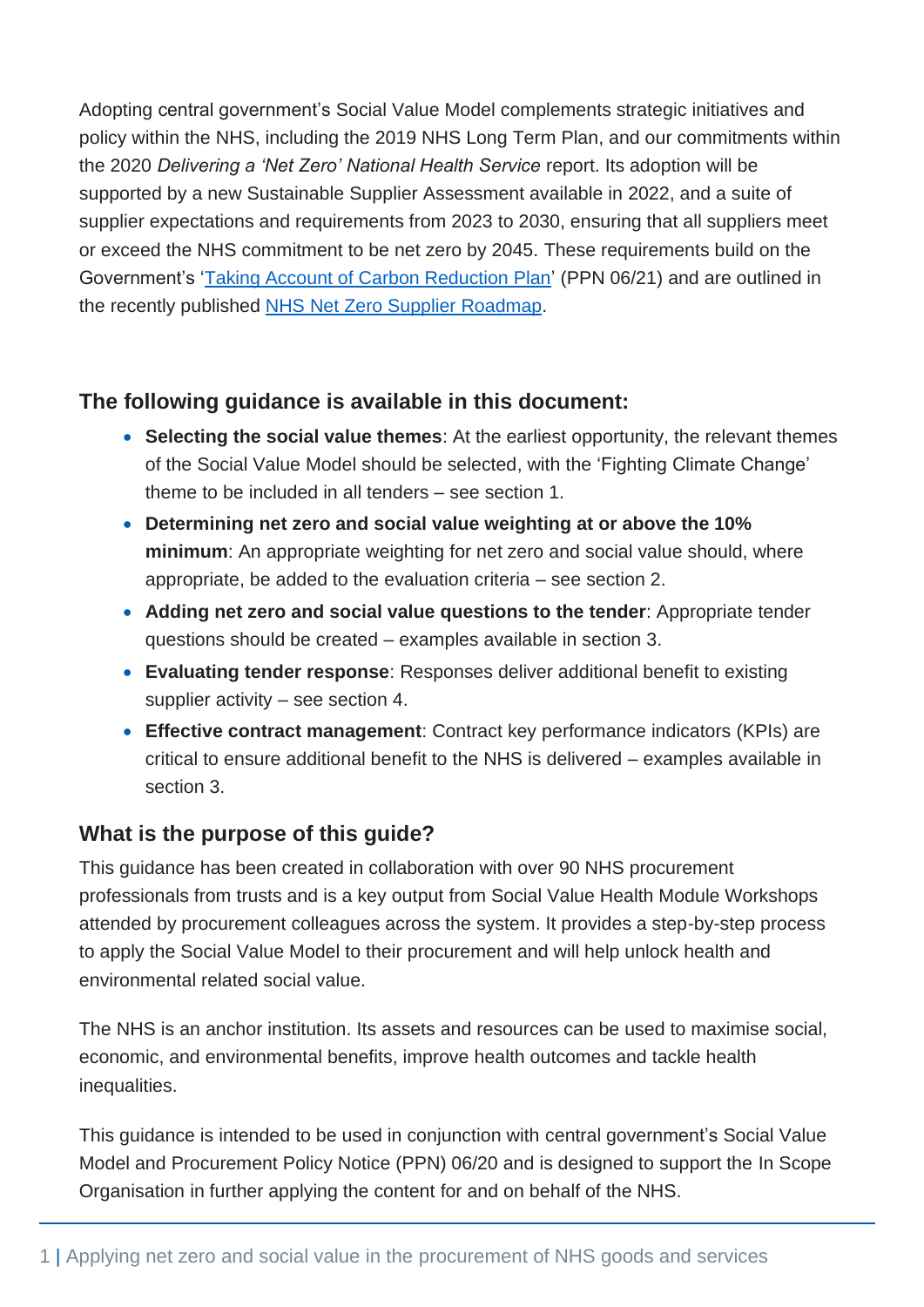Adopting central government's Social Value Model complements strategic initiatives and policy within the NHS, including the 2019 NHS Long Term Plan, and our commitments within the 2020 *Delivering a 'Net Zero' National Health Service* report. Its adoption will be supported by a new Sustainable Supplier Assessment available in 2022, and a suite of supplier expectations and requirements from 2023 to 2030, ensuring that all suppliers meet or exceed the NHS commitment to be net zero by 2045. These requirements build on the Government's 'Taking Account of Carbon Reduction Plan' (PPN 06/21) and are outlined in the recently published NHS Net Zero Supplier Roadmap.

## The following guidance is available in this document:

- **Selecting the social value themes**: At the earliest opportunity, the relevant themes of the Social Value Model should be selected, with the 'Fighting Climate Change' theme to be included in all tenders – see section 1.
- **Determining net zero and social value weighting at or above the 10% minimum**: An appropriate weighting for net zero and social value should, where appropriate, be added to the evaluation criteria – see section 2.
- **Adding net zero and social value questions to the tender**: Appropriate tender questions should be created – examples available in section 3.
- **Evaluating tender response**: Responses deliver additional benefit to existing supplier activity – see section 4.
- **Effective contract management**: Contract key performance indicators (KPIs) are critical to ensure additional benefit to the NHS is delivered – examples available in section 3.

## What is the purpose of this guide?

This guidance has been created in collaboration with over 90 NHS procurement professionals from trusts and is a key output from Social Value Health Module Workshops attended by procurement colleagues across the system. It provides a step-by-step process to apply the Social Value Model to their procurement and will help unlock health and environmental related social value.

The NHS is an anchor institution. Its assets and resources can be used to maximise social, economic, and environmental benefits, improve health outcomes and tackle health inequalities.

This guidance is intended to be used in conjunction with central government's Social Value Model and Procurement Policy Notice (PPN) 06/20 and is designed to support the In Scope Organisation in further applying the content for and on behalf of the NHS.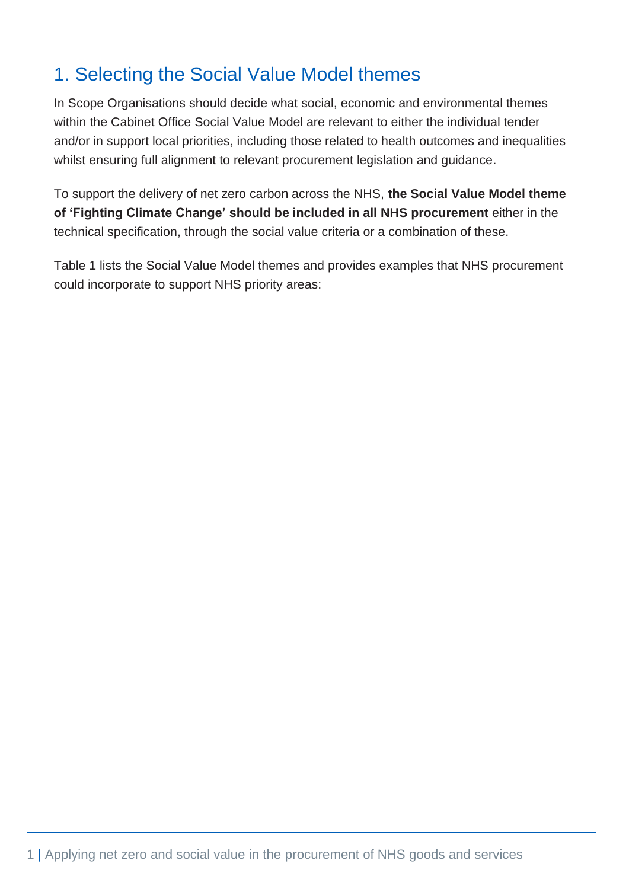## 1. Selecting the Social Value Model themes

In Scope Organisations should decide what social, economic and environmental themes within the Cabinet Office Social Value Model are relevant to either the individual tender and/or in support local priorities, including those related to health outcomes and inequalities whilst ensuring full alignment to relevant procurement legislation and guidance.

To support the delivery of net zero carbon across the NHS, **the Social Value Model theme of 'Fighting Climate Change' should be included in all NHS procurement** either in the technical specification, through the social value criteria or a combination of these.

Table 1 lists the Social Value Model themes and provides examples that NHS procurement could incorporate to support NHS priority areas: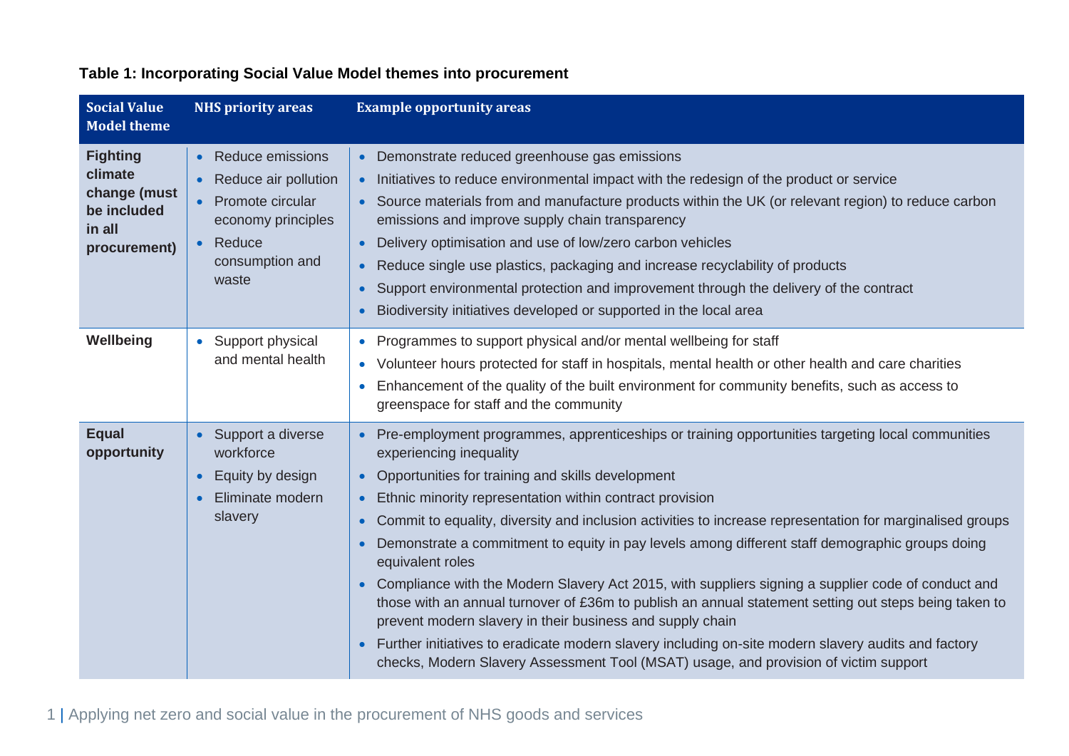**Table 1: Incorporating Social Value Model themes into procurement**

| Social Value Model theme | NHS priority areas | Example opportunity areas |
|---|---|---|
| **Fighting climate change (must be included in all procurement)** | • Reduce emissions<br>• Reduce air pollution<br>• Promote circular economy principles<br>• Reduce consumption and waste | • Demonstrate reduced greenhouse gas emissions<br>• Initiatives to reduce environmental impact with the redesign of the product or service<br>• Source materials from and manufacture products within the UK (or relevant region) to reduce carbon emissions and improve supply chain transparency<br>• Delivery optimisation and use of low/zero carbon vehicles<br>• Reduce single use plastics, packaging and increase recyclability of products<br>• Support environmental protection and improvement through the delivery of the contract<br>• Biodiversity initiatives developed or supported in the local area |
| **Wellbeing** | • Support physical and mental health | • Programmes to support physical and/or mental wellbeing for staff<br>• Volunteer hours protected for staff in hospitals, mental health or other health and care charities<br>• Enhancement of the quality of the built environment for community benefits, such as access to greenspace for staff and the community |
| **Equal opportunity** | • Support a diverse workforce<br>• Equity by design<br>• Eliminate modern slavery | • Pre-employment programmes, apprenticeships or training opportunities targeting local communities experiencing inequality<br>• Opportunities for training and skills development<br>• Ethnic minority representation within contract provision<br>• Commit to equality, diversity and inclusion activities to increase representation for marginalised groups<br>• Demonstrate a commitment to equity in pay levels among different staff demographic groups doing equivalent roles<br>• Compliance with the Modern Slavery Act 2015, with suppliers signing a supplier code of conduct and those with an annual turnover of £36m to publish an annual statement setting out steps being taken to prevent modern slavery in their business and supply chain<br>• Further initiatives to eradicate modern slavery including on-site modern slavery audits and factory checks, Modern Slavery Assessment Tool (MSAT) usage, and provision of victim support |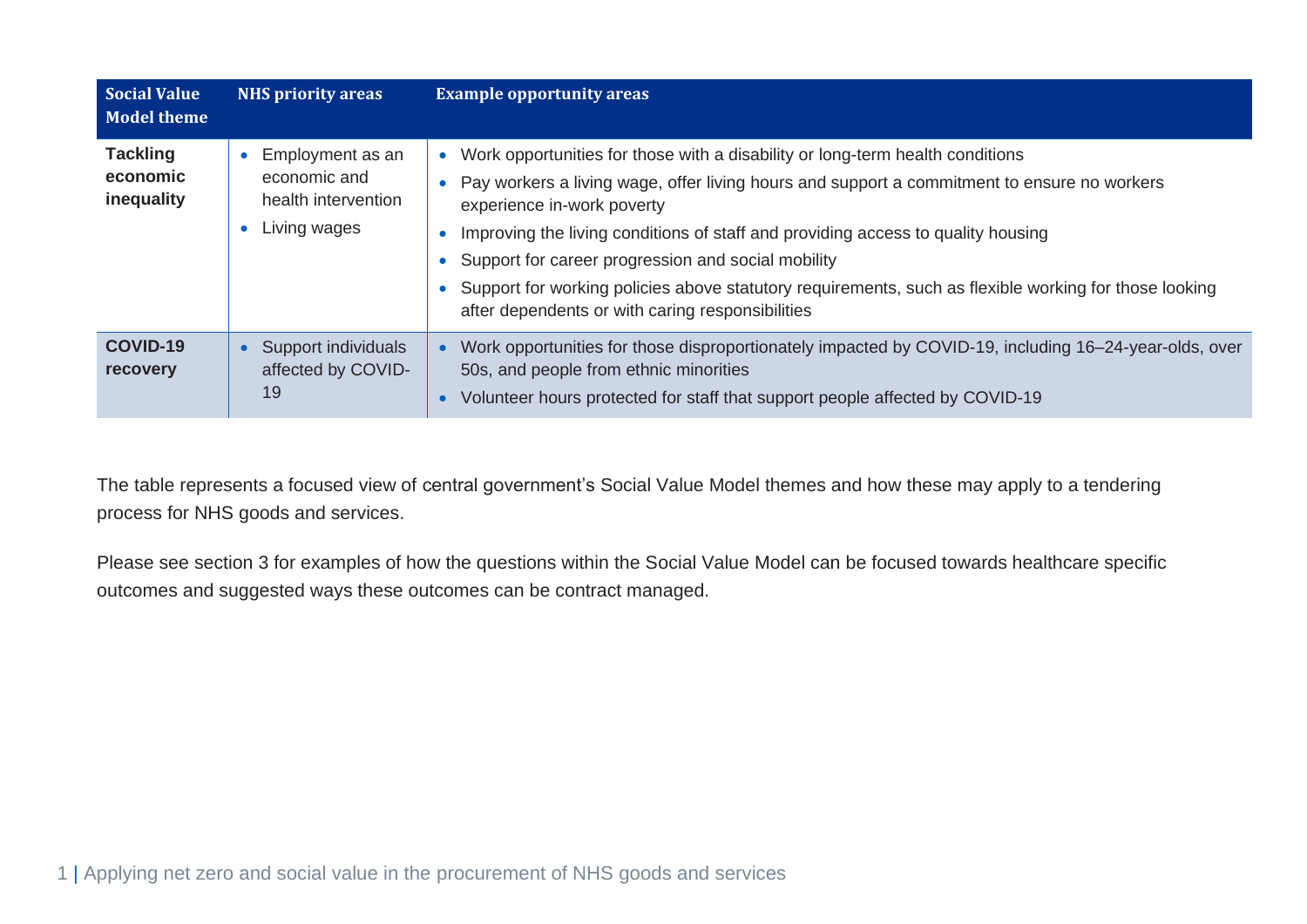| Social Value Model theme | NHS priority areas | Example opportunity areas |
|---|---|---|
| **Tackling economic inequality** | • Employment as an economic and health intervention<br>• Living wages | • Work opportunities for those with a disability or long-term health conditions<br>• Pay workers a living wage, offer living hours and support a commitment to ensure no workers experience in-work poverty<br>• Improving the living conditions of staff and providing access to quality housing<br>• Support for career progression and social mobility<br>• Support for working policies above statutory requirements, such as flexible working for those looking after dependents or with caring responsibilities |
| **COVID-19 recovery** | • Support individuals affected by COVID-19 | • Work opportunities for those disproportionately impacted by COVID-19, including 16–24-year-olds, over 50s, and people from ethnic minorities<br>• Volunteer hours protected for staff that support people affected by COVID-19 |

The table represents a focused view of central government's Social Value Model themes and how these may apply to a tendering process for NHS goods and services.

Please see section 3 for examples of how the questions within the Social Value Model can be focused towards healthcare specific outcomes and suggested ways these outcomes can be contract managed.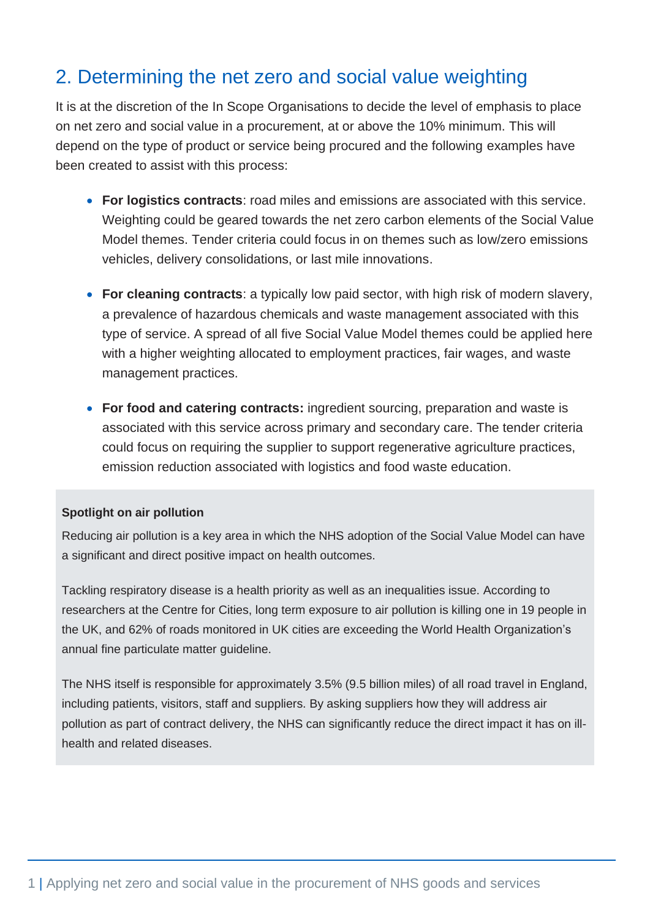## 2. Determining the net zero and social value weighting

It is at the discretion of the In Scope Organisations to decide the level of emphasis to place on net zero and social value in a procurement, at or above the 10% minimum. This will depend on the type of product or service being procured and the following examples have been created to assist with this process:

- **For logistics contracts**: road miles and emissions are associated with this service. Weighting could be geared towards the net zero carbon elements of the Social Value Model themes. Tender criteria could focus in on themes such as low/zero emissions vehicles, delivery consolidations, or last mile innovations.
- **For cleaning contracts**: a typically low paid sector, with high risk of modern slavery, a prevalence of hazardous chemicals and waste management associated with this type of service. A spread of all five Social Value Model themes could be applied here with a higher weighting allocated to employment practices, fair wages, and waste management practices.
- **For food and catering contracts:** ingredient sourcing, preparation and waste is associated with this service across primary and secondary care. The tender criteria could focus on requiring the supplier to support regenerative agriculture practices, emission reduction associated with logistics and food waste education.

**Spotlight on air pollution**

Reducing air pollution is a key area in which the NHS adoption of the Social Value Model can have a significant and direct positive impact on health outcomes.

Tackling respiratory disease is a health priority as well as an inequalities issue. According to researchers at the Centre for Cities, long term exposure to air pollution is killing one in 19 people in the UK, and 62% of roads monitored in UK cities are exceeding the World Health Organization's annual fine particulate matter guideline.

The NHS itself is responsible for approximately 3.5% (9.5 billion miles) of all road travel in England, including patients, visitors, staff and suppliers. By asking suppliers how they will address air pollution as part of contract delivery, the NHS can significantly reduce the direct impact it has on ill-health and related diseases.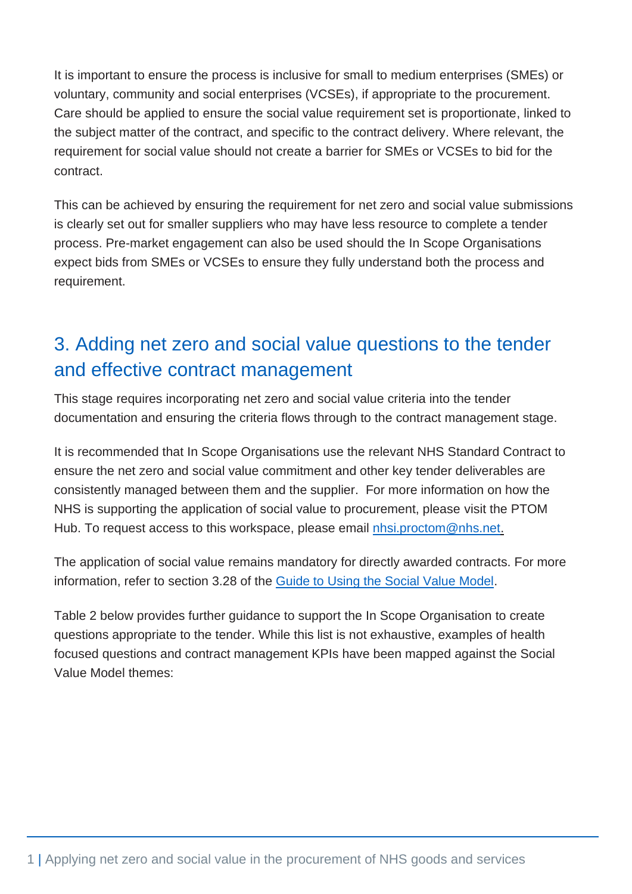It is important to ensure the process is inclusive for small to medium enterprises (SMEs) or voluntary, community and social enterprises (VCSEs), if appropriate to the procurement. Care should be applied to ensure the social value requirement set is proportionate, linked to the subject matter of the contract, and specific to the contract delivery. Where relevant, the requirement for social value should not create a barrier for SMEs or VCSEs to bid for the contract.

This can be achieved by ensuring the requirement for net zero and social value submissions is clearly set out for smaller suppliers who may have less resource to complete a tender process. Pre-market engagement can also be used should the In Scope Organisations expect bids from SMEs or VCSEs to ensure they fully understand both the process and requirement.

## 3. Adding net zero and social value questions to the tender and effective contract management

This stage requires incorporating net zero and social value criteria into the tender documentation and ensuring the criteria flows through to the contract management stage.

It is recommended that In Scope Organisations use the relevant NHS Standard Contract to ensure the net zero and social value commitment and other key tender deliverables are consistently managed between them and the supplier. For more information on how the NHS is supporting the application of social value to procurement, please visit the PTOM Hub. To request access to this workspace, please email [nhsi.proctom@nhs.net.](mailto:nhsi.proctom@nhs.net)

The application of social value remains mandatory for directly awarded contracts. For more information, refer to section 3.28 of the [Guide to Using the Social Value Model](#).

Table 2 below provides further guidance to support the In Scope Organisation to create questions appropriate to the tender. While this list is not exhaustive, examples of health focused questions and contract management KPIs have been mapped against the Social Value Model themes: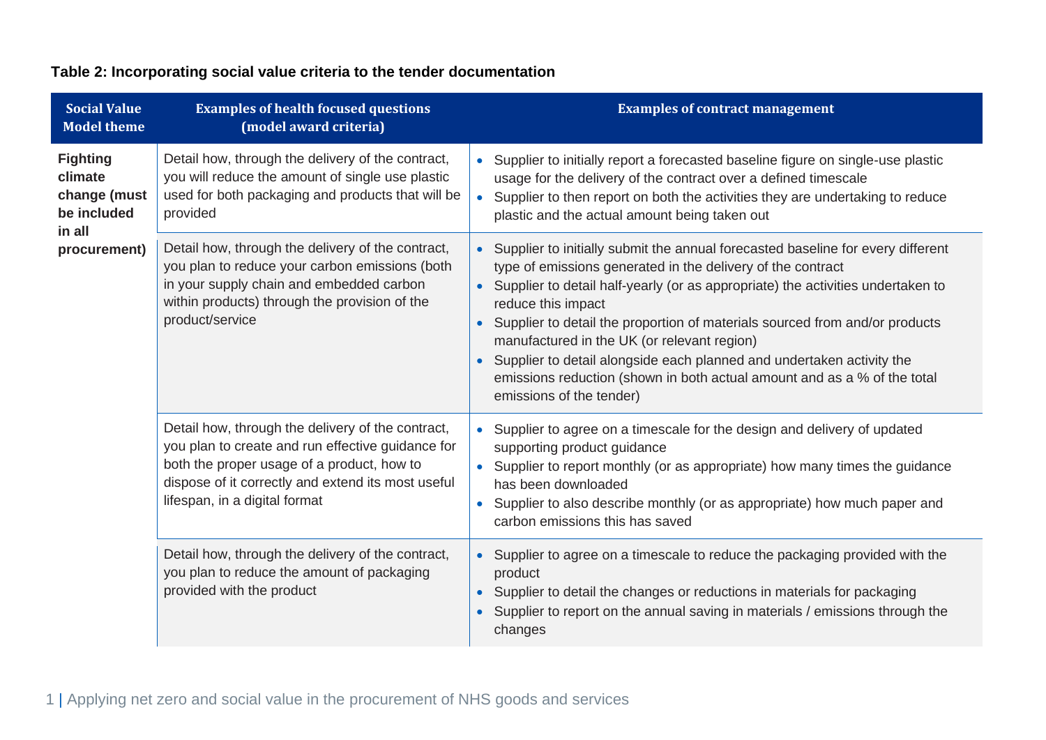**Table 2: Incorporating social value criteria to the tender documentation**

| Social Value Model theme | Examples of health focused questions (model award criteria) | Examples of contract management |
|---|---|---|
| **Fighting climate change (must be included in all procurement)** | Detail how, through the delivery of the contract, you will reduce the amount of single use plastic used for both packaging and products that will be provided | • Supplier to initially report a forecasted baseline figure on single-use plastic usage for the delivery of the contract over a defined timescale<br>• Supplier to then report on both the activities they are undertaking to reduce plastic and the actual amount being taken out |
| | Detail how, through the delivery of the contract, you plan to reduce your carbon emissions (both in your supply chain and embedded carbon within products) through the provision of the product/service | • Supplier to initially submit the annual forecasted baseline for every different type of emissions generated in the delivery of the contract<br>• Supplier to detail half-yearly (or as appropriate) the activities undertaken to reduce this impact<br>• Supplier to detail the proportion of materials sourced from and/or products manufactured in the UK (or relevant region)<br>• Supplier to detail alongside each planned and undertaken activity the emissions reduction (shown in both actual amount and as a % of the total emissions of the tender) |
| | Detail how, through the delivery of the contract, you plan to create and run effective guidance for both the proper usage of a product, how to dispose of it correctly and extend its most useful lifespan, in a digital format | • Supplier to agree on a timescale for the design and delivery of updated supporting product guidance<br>• Supplier to report monthly (or as appropriate) how many times the guidance has been downloaded<br>• Supplier to also describe monthly (or as appropriate) how much paper and carbon emissions this has saved |
| | Detail how, through the delivery of the contract, you plan to reduce the amount of packaging provided with the product | • Supplier to agree on a timescale to reduce the packaging provided with the product<br>• Supplier to detail the changes or reductions in materials for packaging<br>• Supplier to report on the annual saving in materials / emissions through the changes |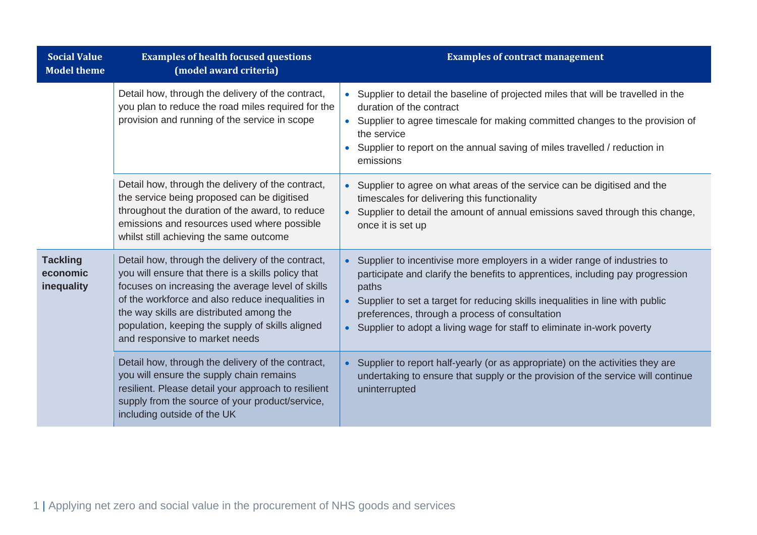| Social Value Model theme | Examples of health focused questions (model award criteria) | Examples of contract management |
|---|---|---|
| | Detail how, through the delivery of the contract, you plan to reduce the road miles required for the provision and running of the service in scope | • Supplier to detail the baseline of projected miles that will be travelled in the duration of the contract<br>• Supplier to agree timescale for making committed changes to the provision of the service<br>• Supplier to report on the annual saving of miles travelled / reduction in emissions |
| | Detail how, through the delivery of the contract, the service being proposed can be digitised throughout the duration of the award, to reduce emissions and resources used where possible whilst still achieving the same outcome | • Supplier to agree on what areas of the service can be digitised and the timescales for delivering this functionality<br>• Supplier to detail the amount of annual emissions saved through this change, once it is set up |
| **Tackling economic inequality** | Detail how, through the delivery of the contract, you will ensure that there is a skills policy that focuses on increasing the average level of skills of the workforce and also reduce inequalities in the way skills are distributed among the population, keeping the supply of skills aligned and responsive to market needs | • Supplier to incentivise more employers in a wider range of industries to participate and clarify the benefits to apprentices, including pay progression paths<br>• Supplier to set a target for reducing skills inequalities in line with public preferences, through a process of consultation<br>• Supplier to adopt a living wage for staff to eliminate in-work poverty |
| | Detail how, through the delivery of the contract, you will ensure the supply chain remains resilient. Please detail your approach to resilient supply from the source of your product/service, including outside of the UK | • Supplier to report half-yearly (or as appropriate) on the activities they are undertaking to ensure that supply or the provision of the service will continue uninterrupted |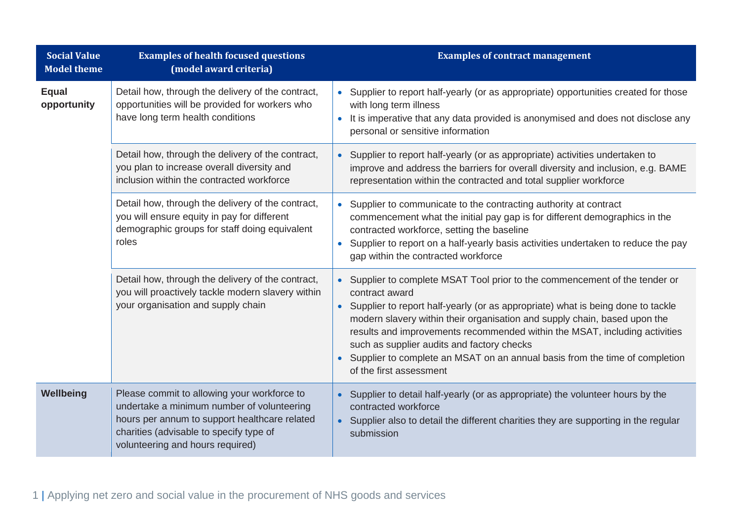| Social Value Model theme | Examples of health focused questions (model award criteria) | Examples of contract management |
|---|---|---|
| **Equal opportunity** | Detail how, through the delivery of the contract, opportunities will be provided for workers who have long term health conditions | • Supplier to report half-yearly (or as appropriate) opportunities created for those with long term illness<br>• It is imperative that any data provided is anonymised and does not disclose any personal or sensitive information |
| | Detail how, through the delivery of the contract, you plan to increase overall diversity and inclusion within the contracted workforce | • Supplier to report half-yearly (or as appropriate) activities undertaken to improve and address the barriers for overall diversity and inclusion, e.g. BAME representation within the contracted and total supplier workforce |
| | Detail how, through the delivery of the contract, you will ensure equity in pay for different demographic groups for staff doing equivalent roles | • Supplier to communicate to the contracting authority at contract commencement what the initial pay gap is for different demographics in the contracted workforce, setting the baseline<br>• Supplier to report on a half-yearly basis activities undertaken to reduce the pay gap within the contracted workforce |
| | Detail how, through the delivery of the contract, you will proactively tackle modern slavery within your organisation and supply chain | • Supplier to complete MSAT Tool prior to the commencement of the tender or contract award<br>• Supplier to report half-yearly (or as appropriate) what is being done to tackle modern slavery within their organisation and supply chain, based upon the results and improvements recommended within the MSAT, including activities such as supplier audits and factory checks<br>• Supplier to complete an MSAT on an annual basis from the time of completion of the first assessment |
| **Wellbeing** | Please commit to allowing your workforce to undertake a minimum number of volunteering hours per annum to support healthcare related charities (advisable to specify type of volunteering and hours required) | • Supplier to detail half-yearly (or as appropriate) the volunteer hours by the contracted workforce<br>• Supplier also to detail the different charities they are supporting in the regular submission |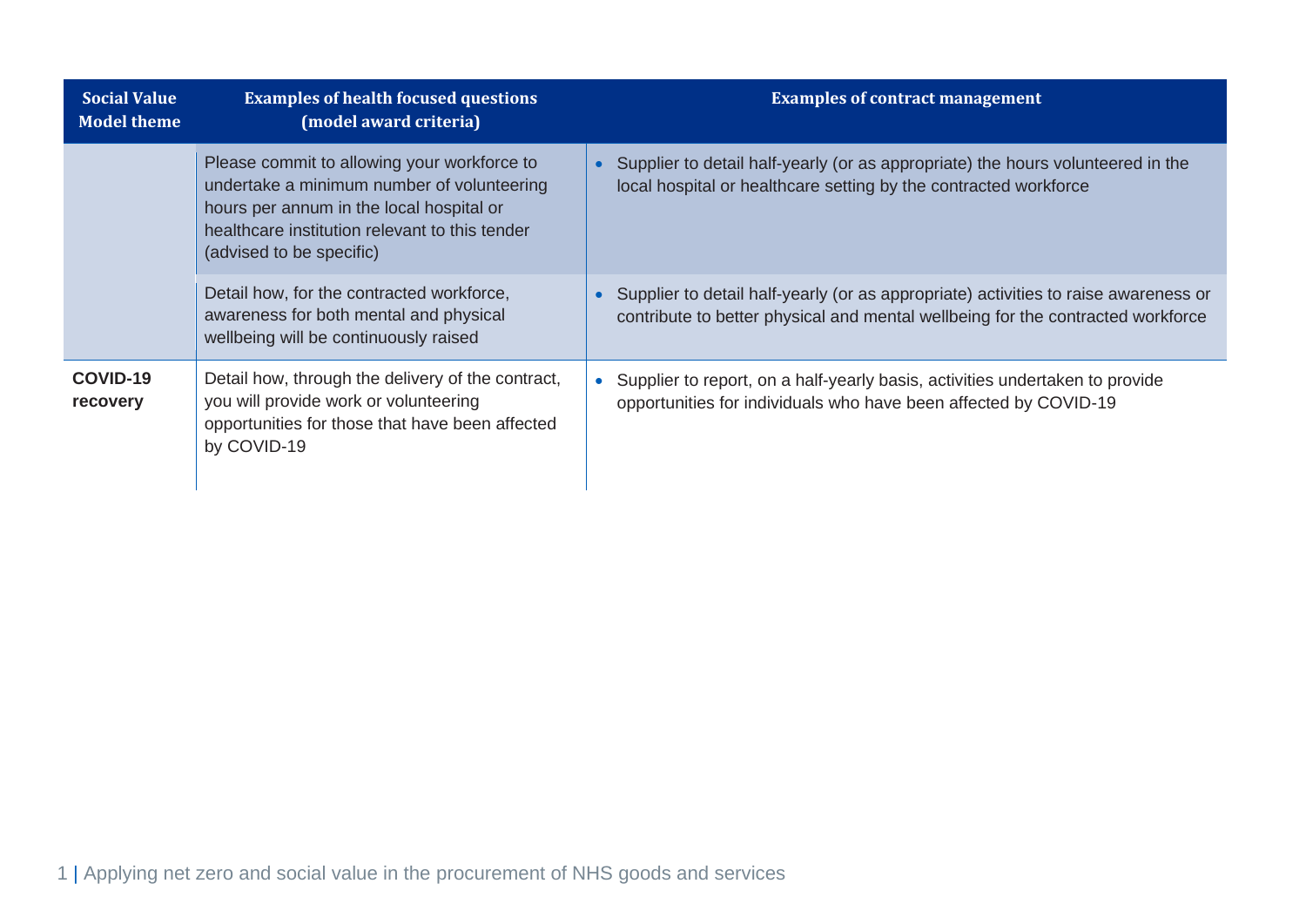| Social Value Model theme | Examples of health focused questions (model award criteria) | Examples of contract management |
|---|---|---|
| | Please commit to allowing your workforce to undertake a minimum number of volunteering hours per annum in the local hospital or healthcare institution relevant to this tender (advised to be specific) | • Supplier to detail half-yearly (or as appropriate) the hours volunteered in the local hospital or healthcare setting by the contracted workforce |
| | Detail how, for the contracted workforce, awareness for both mental and physical wellbeing will be continuously raised | • Supplier to detail half-yearly (or as appropriate) activities to raise awareness or contribute to better physical and mental wellbeing for the contracted workforce |
| **COVID-19 recovery** | Detail how, through the delivery of the contract, you will provide work or volunteering opportunities for those that have been affected by COVID-19 | • Supplier to report, on a half-yearly basis, activities undertaken to provide opportunities for individuals who have been affected by COVID-19 |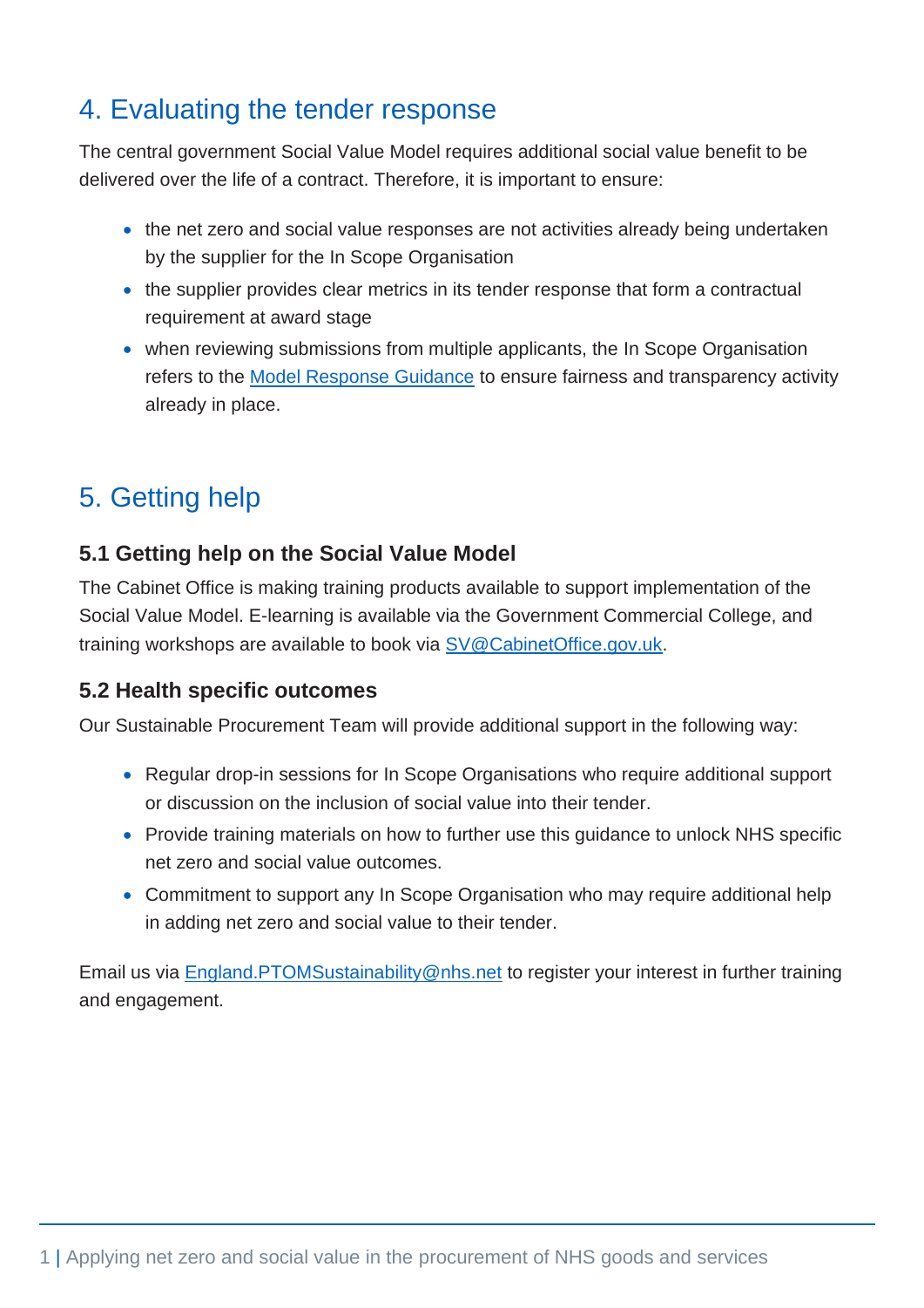## 4. Evaluating the tender response

The central government Social Value Model requires additional social value benefit to be delivered over the life of a contract. Therefore, it is important to ensure:

- the net zero and social value responses are not activities already being undertaken by the supplier for the In Scope Organisation
- the supplier provides clear metrics in its tender response that form a contractual requirement at award stage
- when reviewing submissions from multiple applicants, the In Scope Organisation refers to the [Model Response Guidance](#) to ensure fairness and transparency activity already in place.

## 5. Getting help

### 5.1 Getting help on the Social Value Model

The Cabinet Office is making training products available to support implementation of the Social Value Model. E-learning is available via the Government Commercial College, and training workshops are available to book via [SV@CabinetOffice.gov.uk](mailto:SV@CabinetOffice.gov.uk).

### 5.2 Health specific outcomes

Our Sustainable Procurement Team will provide additional support in the following way:

- Regular drop-in sessions for In Scope Organisations who require additional support or discussion on the inclusion of social value into their tender.
- Provide training materials on how to further use this guidance to unlock NHS specific net zero and social value outcomes.
- Commitment to support any In Scope Organisation who may require additional help in adding net zero and social value to their tender.

Email us via [England.PTOMSustainability@nhs.net](mailto:England.PTOMSustainability@nhs.net) to register your interest in further training and engagement.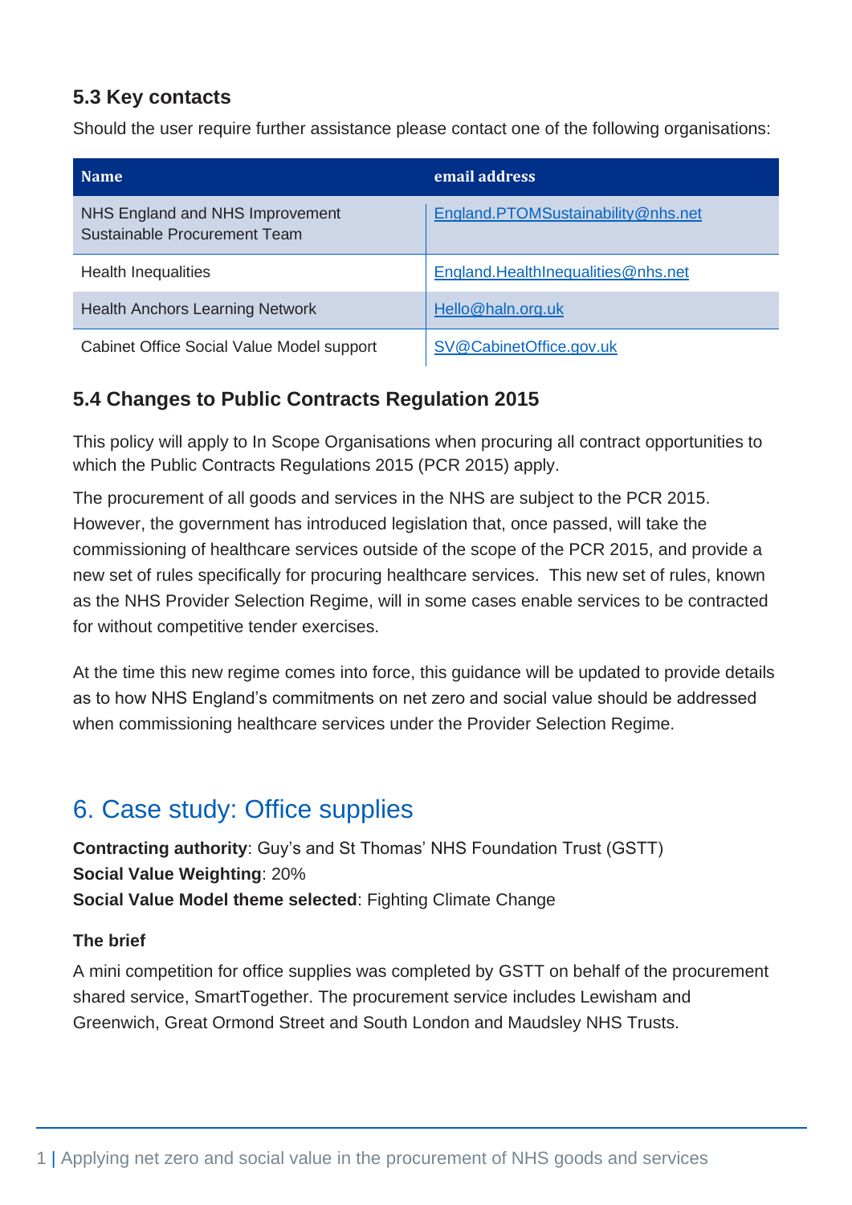### 5.3 Key contacts

Should the user require further assistance please contact one of the following organisations:

| Name | email address |
| --- | --- |
| NHS England and NHS Improvement Sustainable Procurement Team | England.PTOMSustainability@nhs.net |
| Health Inequalities | England.HealthInequalities@nhs.net |
| Health Anchors Learning Network | Hello@haln.org.uk |
| Cabinet Office Social Value Model support | SV@CabinetOffice.gov.uk |

### 5.4 Changes to Public Contracts Regulation 2015

This policy will apply to In Scope Organisations when procuring all contract opportunities to which the Public Contracts Regulations 2015 (PCR 2015) apply.

The procurement of all goods and services in the NHS are subject to the PCR 2015. However, the government has introduced legislation that, once passed, will take the commissioning of healthcare services outside of the scope of the PCR 2015, and provide a new set of rules specifically for procuring healthcare services. This new set of rules, known as the NHS Provider Selection Regime, will in some cases enable services to be contracted for without competitive tender exercises.

At the time this new regime comes into force, this guidance will be updated to provide details as to how NHS England's commitments on net zero and social value should be addressed when commissioning healthcare services under the Provider Selection Regime.

## 6. Case study: Office supplies

**Contracting authority**: Guy's and St Thomas' NHS Foundation Trust (GSTT)
**Social Value Weighting**: 20%
**Social Value Model theme selected**: Fighting Climate Change

#### The brief

A mini competition for office supplies was completed by GSTT on behalf of the procurement shared service, SmartTogether. The procurement service includes Lewisham and Greenwich, Great Ormond Street and South London and Maudsley NHS Trusts.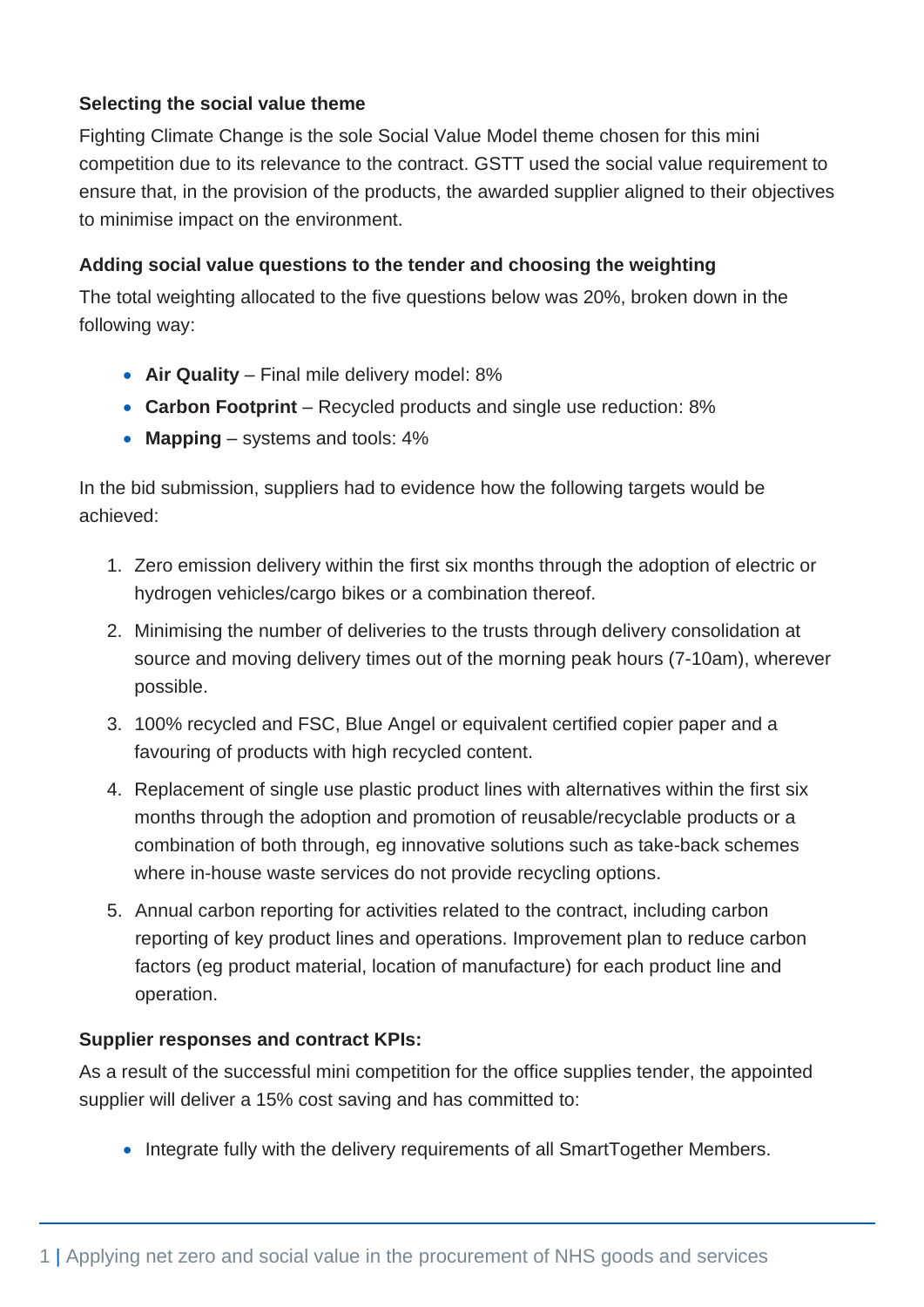**Selecting the social value theme**

Fighting Climate Change is the sole Social Value Model theme chosen for this mini competition due to its relevance to the contract. GSTT used the social value requirement to ensure that, in the provision of the products, the awarded supplier aligned to their objectives to minimise impact on the environment.

**Adding social value questions to the tender and choosing the weighting**

The total weighting allocated to the five questions below was 20%, broken down in the following way:

- **Air Quality** – Final mile delivery model: 8%
- **Carbon Footprint** – Recycled products and single use reduction: 8%
- **Mapping** – systems and tools: 4%

In the bid submission, suppliers had to evidence how the following targets would be achieved:

1. Zero emission delivery within the first six months through the adoption of electric or hydrogen vehicles/cargo bikes or a combination thereof.
2. Minimising the number of deliveries to the trusts through delivery consolidation at source and moving delivery times out of the morning peak hours (7-10am), wherever possible.
3. 100% recycled and FSC, Blue Angel or equivalent certified copier paper and a favouring of products with high recycled content.
4. Replacement of single use plastic product lines with alternatives within the first six months through the adoption and promotion of reusable/recyclable products or a combination of both through, eg innovative solutions such as take-back schemes where in-house waste services do not provide recycling options.
5. Annual carbon reporting for activities related to the contract, including carbon reporting of key product lines and operations. Improvement plan to reduce carbon factors (eg product material, location of manufacture) for each product line and operation.

**Supplier responses and contract KPIs:**

As a result of the successful mini competition for the office supplies tender, the appointed supplier will deliver a 15% cost saving and has committed to:

- Integrate fully with the delivery requirements of all SmartTogether Members.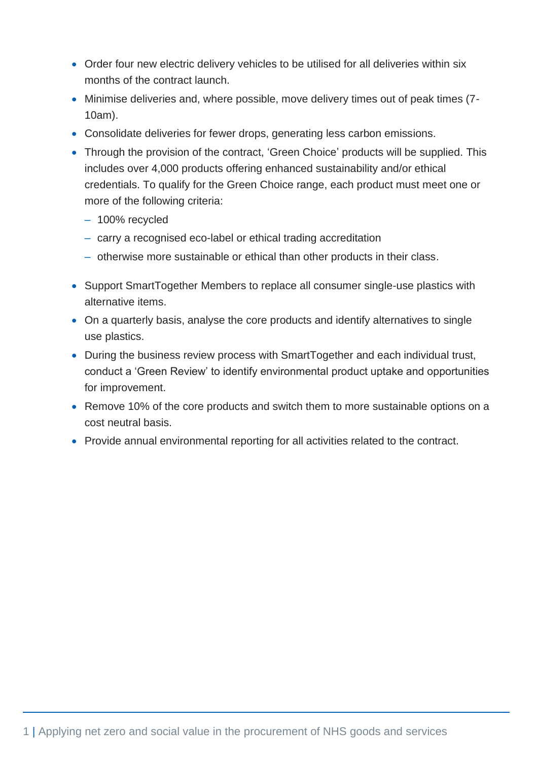- Order four new electric delivery vehicles to be utilised for all deliveries within six months of the contract launch.
- Minimise deliveries and, where possible, move delivery times out of peak times (7-10am).
- Consolidate deliveries for fewer drops, generating less carbon emissions.
- Through the provision of the contract, 'Green Choice' products will be supplied. This includes over 4,000 products offering enhanced sustainability and/or ethical credentials. To qualify for the Green Choice range, each product must meet one or more of the following criteria:
  - 100% recycled
  - carry a recognised eco-label or ethical trading accreditation
  - otherwise more sustainable or ethical than other products in their class.
- Support SmartTogether Members to replace all consumer single-use plastics with alternative items.
- On a quarterly basis, analyse the core products and identify alternatives to single use plastics.
- During the business review process with SmartTogether and each individual trust, conduct a 'Green Review' to identify environmental product uptake and opportunities for improvement.
- Remove 10% of the core products and switch them to more sustainable options on a cost neutral basis.
- Provide annual environmental reporting for all activities related to the contract.